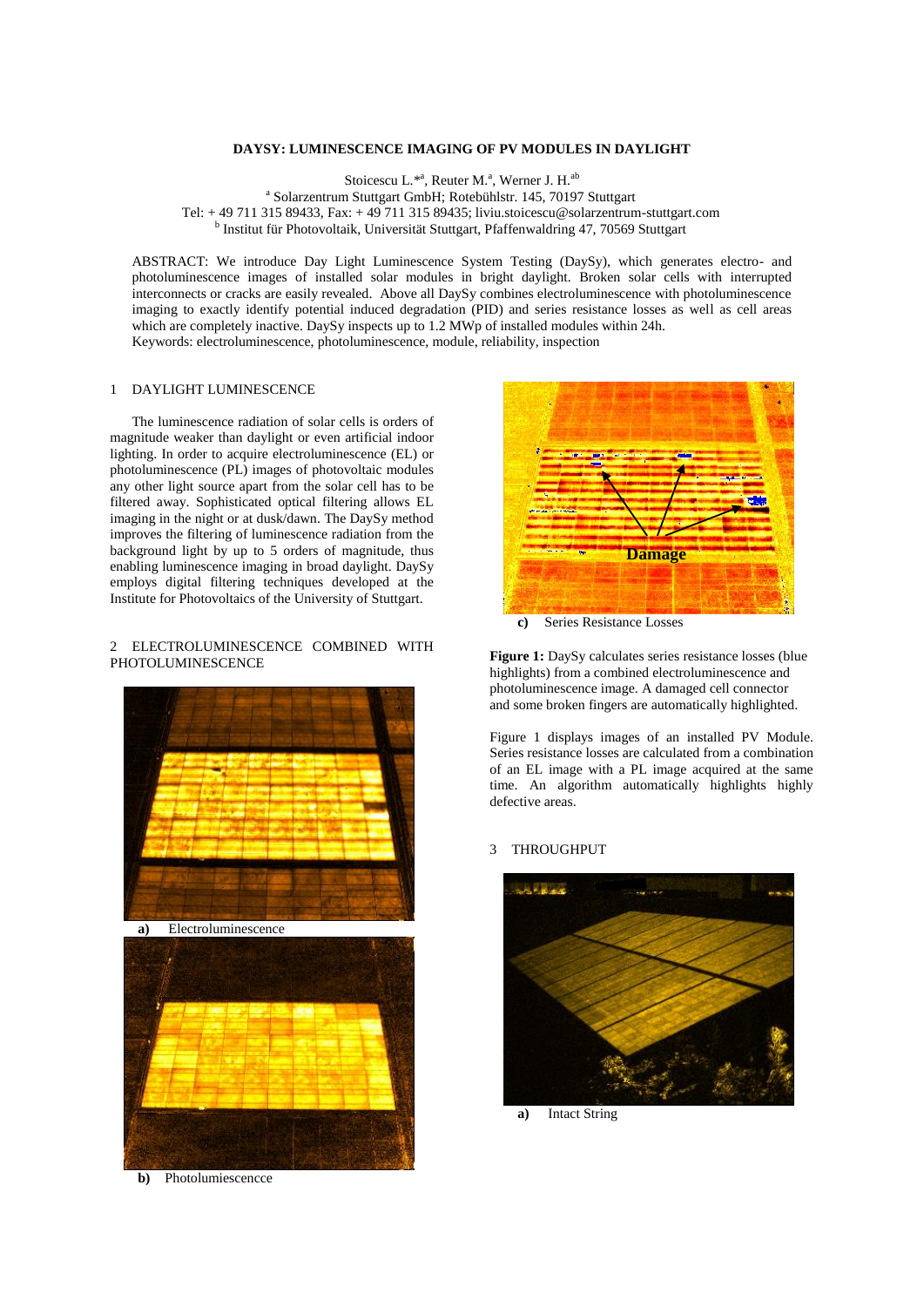# DAYSY: LUMINESCENCE IMAGING OF PV MODULES IN DAYLIGHT

Stoicescu L.*[a], Reuter M.[a], Werner J. H.[ab]

[a] Solarzentrum Stuttgart GmbH; Rotebühlstr. 145, 70197 Stuttgart
Tel: + 49 711 315 89433, Fax: + 49 711 315 89435; liviu.stoicescu@solarzentrum-stuttgart.com
[b] Institut für Photovoltaik, Universität Stuttgart, Pfaffenwaldring 47, 70569 Stuttgart

ABSTRACT: We introduce Day Light Luminescence System Testing (DaySy), which generates electro- and photoluminescence images of installed solar modules in bright daylight. Broken solar cells with interrupted interconnects or cracks are easily revealed. Above all DaySy combines electroluminescence with photoluminescence imaging to exactly identify potential induced degradation (PID) and series resistance losses as well as cell areas which are completely inactive. DaySy inspects up to 1.2 MWp of installed modules within 24h.
Keywords: electroluminescence, photoluminescence, module, reliability, inspection

## 1 DAYLIGHT LUMINESCENCE

The luminescence radiation of solar cells is orders of magnitude weaker than daylight or even artificial indoor lighting. In order to acquire electroluminescence (EL) or photoluminescence (PL) images of photovoltaic modules any other light source apart from the solar cell has to be filtered away. Sophisticated optical filtering allows EL imaging in the night or at dusk/dawn. The DaySy method improves the filtering of luminescence radiation from the background light by up to 5 orders of magnitude, thus enabling luminescence imaging in broad daylight. DaySy employs digital filtering techniques developed at the Institute for Photovoltaics of the University of Stuttgart.

## 2 ELECTROLUMINESCENCE COMBINED WITH PHOTOLUMINESCENCE

**a)** Electroluminescence

**b)** Photolumiescencce

Damage

**c)** Series Resistance Losses

**Figure 1:** DaySy calculates series resistance losses (blue highlights) from a combined electroluminescence and photoluminescence image. A damaged cell connector and some broken fingers are automatically highlighted.

Figure 1 displays images of an installed PV Module. Series resistance losses are calculated from a combination of an EL image with a PL image acquired at the same time. An algorithm automatically highlights highly defective areas.

## 3 THROUGHPUT

**a)** Intact String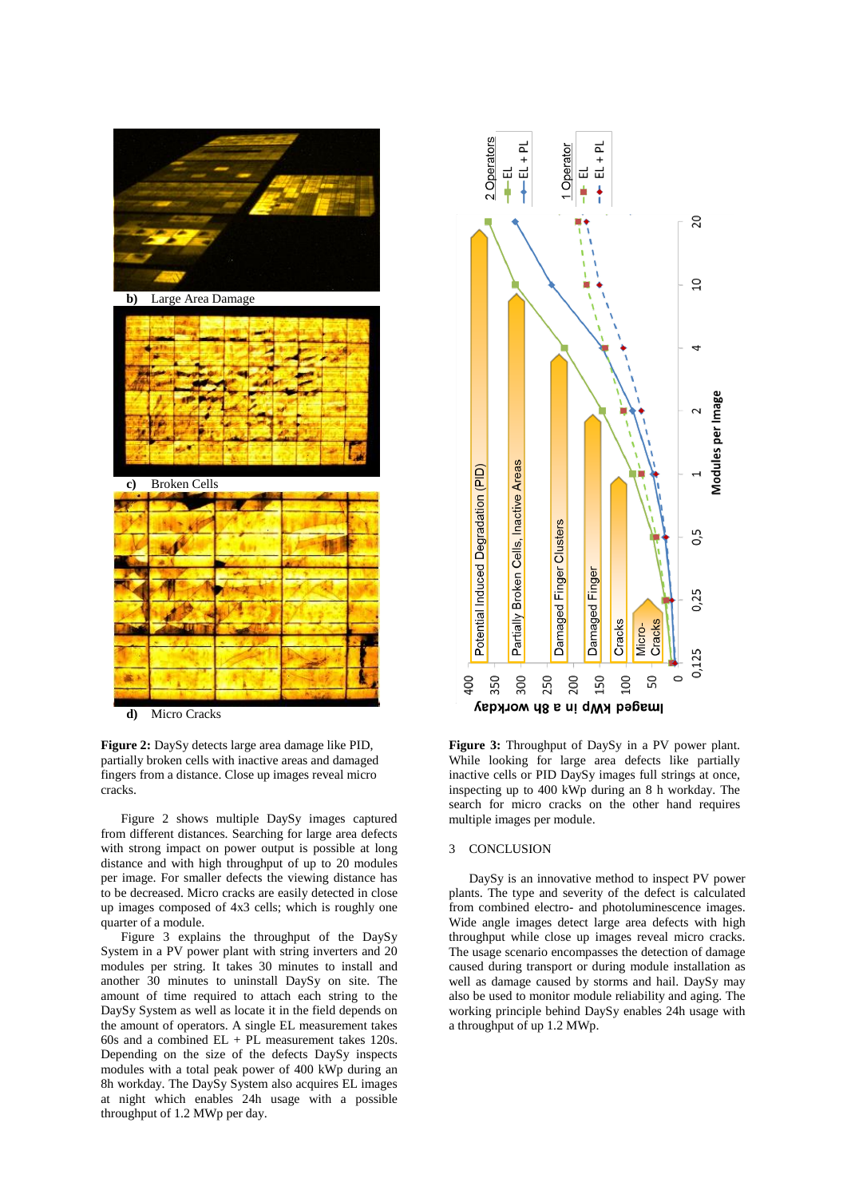b) Large Area Damage

c) Broken Cells

d) Micro Cracks

**Figure 2:** DaySy detects large area damage like PID, partially broken cells with inactive areas and damaged fingers from a distance. Close up images reveal micro cracks.

Figure 2 shows multiple DaySy images captured from different distances. Searching for large area defects with strong impact on power output is possible at long distance and with high throughput of up to 20 modules per image. For smaller defects the viewing distance has to be decreased. Micro cracks are easily detected in close up images composed of 4x3 cells; which is roughly one quarter of a module.

Figure 3 explains the throughput of the DaySy System in a PV power plant with string inverters and 20 modules per string. It takes 30 minutes to install and another 30 minutes to uninstall DaySy on site. The amount of time required to attach each string to the DaySy System as well as locate it in the field depends on the amount of operators. A single EL measurement takes 60s and a combined EL + PL measurement takes 120s. Depending on the size of the defects DaySy inspects modules with a total peak power of 400 kWp during an 8h workday. The DaySy System also acquires EL images at night which enables 24h usage with a possible throughput of 1.2 MWp per day.

2 Operators
EL
EL + PL
1 Operator
EL
EL + PL

Potential Induced Degradation (PID)
Partially Broken Cells, Inactive Areas
Damaged Finger Clusters
Damaged Finger
Cracks
Micro-Cracks

Imaged kWp in a 8h workday
400
350
300
250
200
150
100
50
0

Modules per Image
0,125
0,25
0,5
1
2
4
10
20

**Figure 3:** Throughput of DaySy in a PV power plant. While looking for large area defects like partially inactive cells or PID DaySy images full strings at once, inspecting up to 400 kWp during an 8 h workday. The search for micro cracks on the other hand requires multiple images per module.

## 3 CONCLUSION

DaySy is an innovative method to inspect PV power plants. The type and severity of the defect is calculated from combined electro- and photoluminescence images. Wide angle images detect large area defects with high throughput while close up images reveal micro cracks. The usage scenario encompasses the detection of damage caused during transport or during module installation as well as damage caused by storms and hail. DaySy may also be used to monitor module reliability and aging. The working principle behind DaySy enables 24h usage with a throughput of up 1.2 MWp.